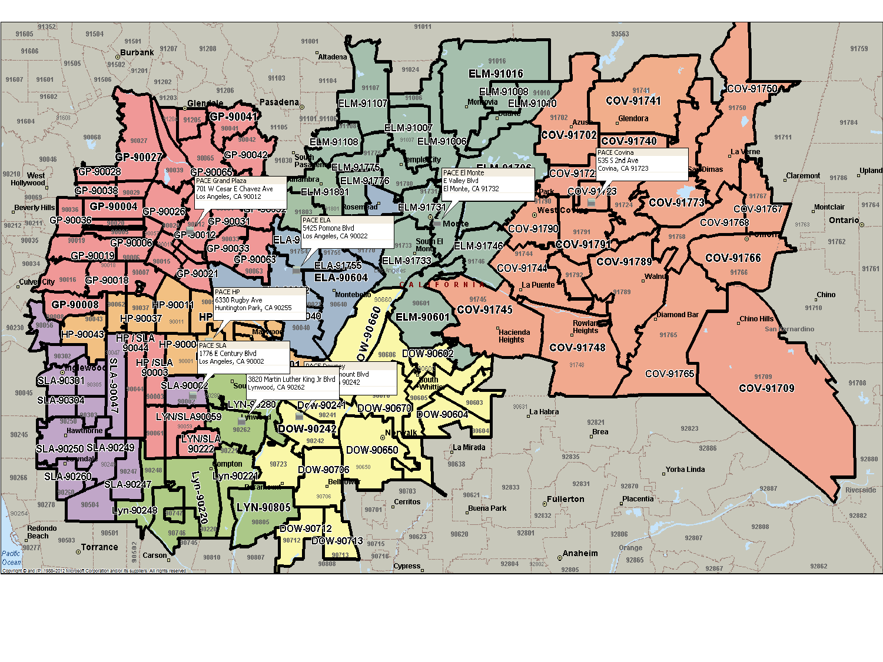PACE Grand Plaza
701 W Cesar E Chavez Ave
Los Angeles, CA 90012

PACE ELA
5425 Pomona Blvd
Los Angeles, CA 90022

PACE El Monte
E Valley Blvd
El Monte, CA 91732

PACE Covina
535 S 2nd Ave
Covina, CA 91723

PACE HP
6330 Rugby Ave
Huntington Park, CA 90255

PACE SLA
1776 E Century Blvd
Los Angeles, CA 90002

PACE Downey
...mount Blvd
... 90242

3820 Martin Luther King Jr Blvd
Lynwood, CA 90262

GP-90041, GP-90027, GP-90065, GP-90042, GP-90028, GP-90038, GP-90004, GP-90026, GP-90036, GP-90012, GP-90031, GP-90006, GP-90033, GP-90019, GP-90063, GP-90018, GP-90021, GP-90008

ELM-91016, ELM-91008, ELM-91010, ELM-91107, ELM-91007, ELM-91108, ELM-91006, ELM-91775, ELM-91776, ELM-91801, ELM-91731, ELM-91746, ELM-91733, ELM-90601

ELA-90604, ELA-91755

COV-91741, COV-91750, COV-91702, COV-91740, COV-91723, COV-91773, COV-91767, COV-91768, COV-91790, COV-91791, COV-91789, COV-91766, COV-91744, COV-91745, COV-91748, COV-91765, COV-91709

HP-90011, HP-90037, HP-90043, HP /SLA 90044, HP /SLA 90003

SLA-90301, SLA-90304, SLA-90047, SLA-90002, SLA-90250, SLA-90249, SLA-90260, SLA-90247

LYN-90280, LYN/SLA90059, LYN/SLA 90222, Lyn-90221, Lyn-90220, Lyn-90248, LYN-90805

DOW-90660, DOW-90602, DOW-90241, DOW-90670, DOW-90604, DOW-90242, DOW-90650, DOW-90706, DOW-90712, DOW-90713

Copyright © and (P) 1988–2012 Microsoft Corporation and/or its suppliers. All rights reserved.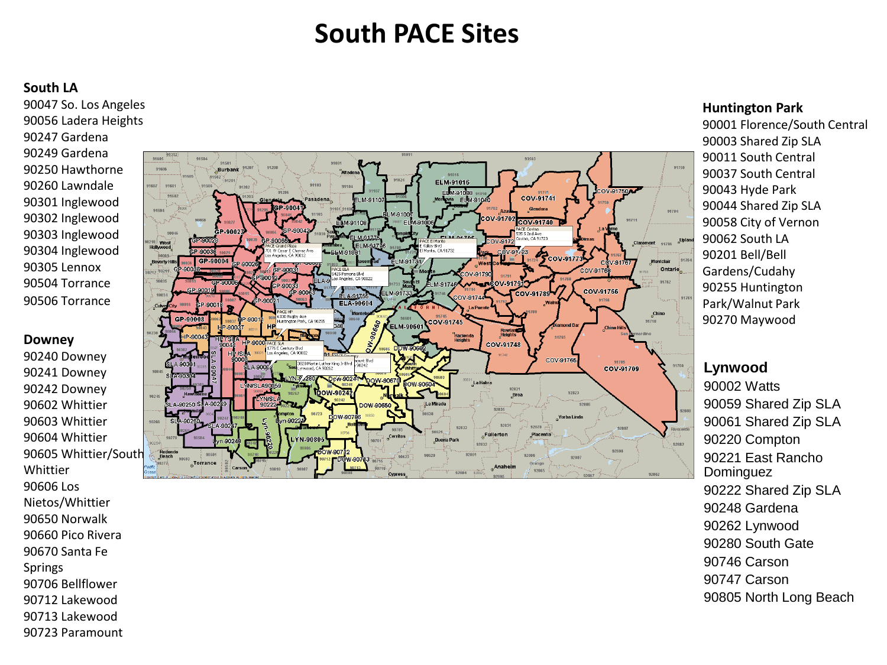# South PACE Sites

**South LA**

90047 So. Los Angeles
90056 Ladera Heights
90247 Gardena
90249 Gardena
90250 Hawthorne
90260 Lawndale
90301 Inglewood
90302 Inglewood
90303 Inglewood
90304 Inglewood
90305 Lennox
90504 Torrance
90506 Torrance

**Downey**

90240 Downey
90241 Downey
90242 Downey
90602 Whittier
90603 Whittier
90604 Whittier
90605 Whittier/South Whittier
90606 Los Nietos/Whittier
90650 Norwalk
90660 Pico Rivera
90670 Santa Fe Springs
90706 Bellflower
90712 Lakewood
90713 Lakewood
90723 Paramount

**Huntington Park**

90001 Florence/South Central
90003 Shared Zip SLA
90011 South Central
90037 South Central
90043 Hyde Park
90044 Shared Zip SLA
90058 City of Vernon
90062 South LA
90201 Bell/Bell Gardens/Cudahy
90255 Huntington Park/Walnut Park
90270 Maywood

**Lynwood**

90002 Watts
90059 Shared Zip SLA
90061 Shared Zip SLA
90220 Compton
90221 East Rancho Dominguez
90222 Shared Zip SLA
90248 Gardena
90262 Lynwood
90280 South Gate
90746 Carson
90747 Carson
90805 North Long Beach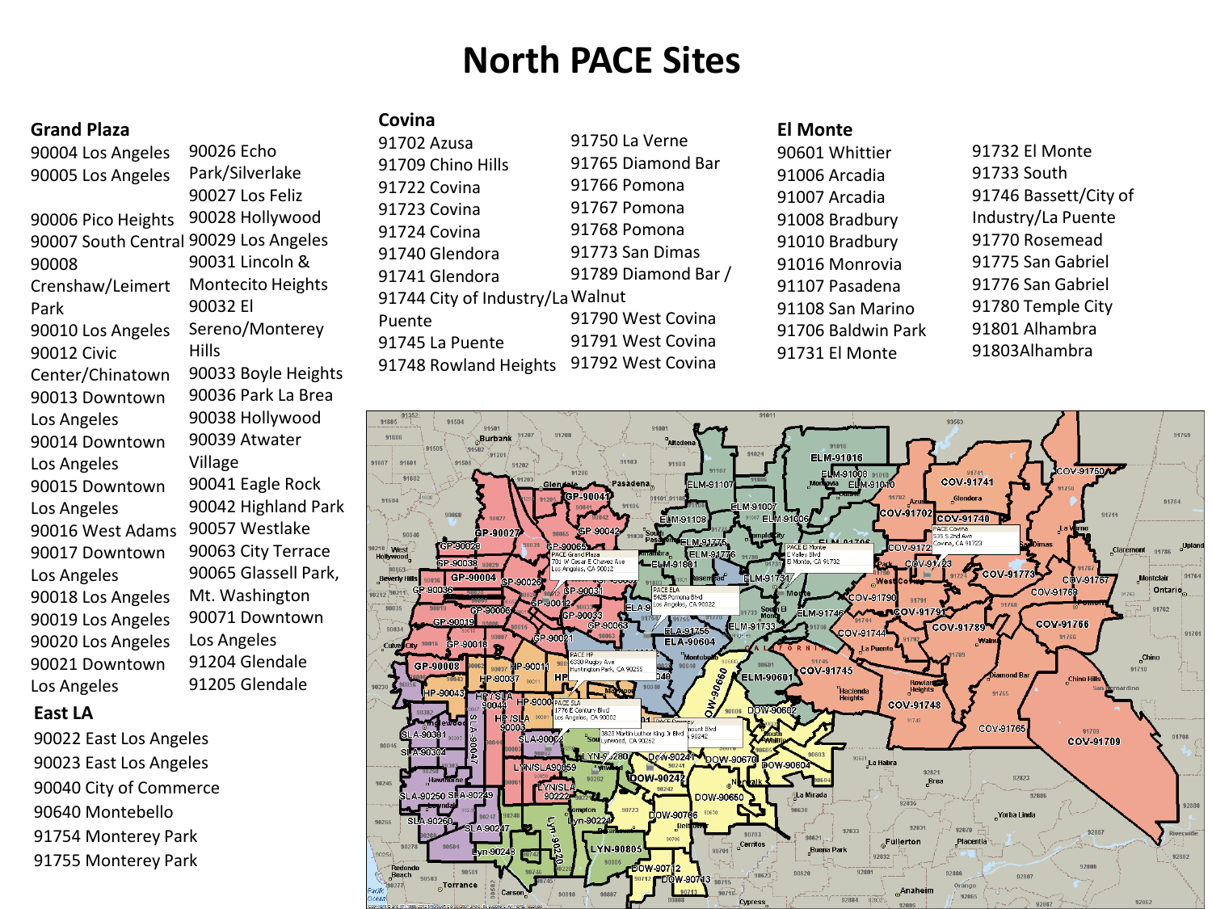# North PACE Sites

## Grand Plaza

- 90004 Los Angeles
- 90005 Los Angeles
- 90006 Pico Heights
- 90007 South Central
- 90008 Crenshaw/Leimert Park
- 90010 Los Angeles
- 90012 Civic Center/Chinatown
- 90013 Downtown Los Angeles
- 90014 Downtown Los Angeles
- 90015 Downtown Los Angeles
- 90016 West Adams
- 90017 Downtown Los Angeles
- 90018 Los Angeles
- 90019 Los Angeles
- 90020 Los Angeles
- 90021 Downtown Los Angeles
- 90026 Echo Park/Silverlake
- 90027 Los Feliz
- 90028 Hollywood
- 90029 Los Angeles
- 90031 Lincoln & Montecito Heights
- 90032 El Sereno/Monterey Hills
- 90033 Boyle Heights
- 90036 Park La Brea
- 90038 Hollywood
- 90039 Atwater Village
- 90041 Eagle Rock
- 90042 Highland Park
- 90057 Westlake
- 90063 City Terrace
- 90065 Glassell Park, Mt. Washington
- 90071 Downtown Los Angeles
- 91204 Glendale
- 91205 Glendale

## East LA

- 90022 East Los Angeles
- 90023 East Los Angeles
- 90040 City of Commerce
- 90640 Montebello
- 91754 Monterey Park
- 91755 Monterey Park

## Covina

- 91702 Azusa
- 91709 Chino Hills
- 91722 Covina
- 91723 Covina
- 91724 Covina
- 91740 Glendora
- 91741 Glendora
- 91744 City of Industry/La Puente
- 91745 La Puente
- 91748 Rowland Heights
- 91750 La Verne
- 91765 Diamond Bar
- 91766 Pomona
- 91767 Pomona
- 91768 Pomona
- 91773 San Dimas
- 91789 Diamond Bar / Walnut
- 91790 West Covina
- 91791 West Covina
- 91792 West Covina

## El Monte

- 90601 Whittier
- 91006 Arcadia
- 91007 Arcadia
- 91008 Bradbury
- 91010 Bradbury
- 91016 Monrovia
- 91107 Pasadena
- 91108 San Marino
- 91706 Baldwin Park
- 91731 El Monte
- 91732 El Monte
- 91733 South
- 91746 Bassett/City of Industry/La Puente
- 91770 Rosemead
- 91775 San Gabriel
- 91776 San Gabriel
- 91780 Temple City
- 91801 Alhambra
- 91803Alhambra

PACE Grand Plaza
701 W Cesar E Chavez Ave
Los Angeles, CA 90012

PACE ELA
5425 Pomona Blvd
Los Angeles, CA 90022

PACE El Monte
E Valley Blvd
El Monte, CA 91732

PACE Covina
535 S 2nd Ave
Covina, CA 91723

PACE HP
6330 Rugby Ave
Huntington Park, CA 90255

PACE SLA
1776 E Century Blvd
Los Angeles, CA 90002

3820 Martin Luther King Jr Blvd
Lynwood, CA 90262